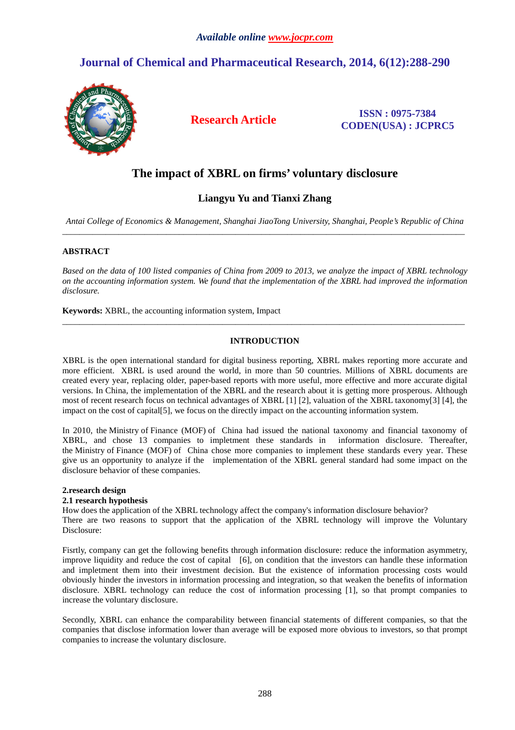# The impact of XBRL on firms' voluntary disclosure

**Liangyu Yu and Tianxi Zhang**

*Antai College of Economics & Management, Shanghai JiaoTong University, Shanghai, People's Republic of China*

---

## ABSTRACT

*Based on the data of 100 listed companies of China from 2009 to 2013, we analyze the impact of XBRL technology on the accounting information system. We found that the implementation of the XBRL had improved the information disclosure.*

**Keywords:** XBRL, the accounting information system, Impact

---

## INTRODUCTION

XBRL is the open international standard for digital business reporting, XBRL makes reporting more accurate and more efficient. XBRL is used around the world, in more than 50 countries. Millions of XBRL documents are created every year, replacing older, paper-based reports with more useful, more effective and more accurate digital versions. In China, the implementation of the XBRL and the research about it is getting more prosperous. Although most of recent research focus on technical advantages of XBRL [1] [2], valuation of the XBRL taxonomy[3] [4], the impact on the cost of capital[5], we focus on the directly impact on the accounting information system.

In 2010, the Ministry of Finance (MOF) of China had issued the national taxonomy and financial taxonomy of XBRL, and chose 13 companies to impletment these standards in information disclosure. Thereafter, the Ministry of Finance (MOF) of China chose more companies to implement these standards every year. These give us an opportunity to analyze if the implementation of the XBRL general standard had some impact on the disclosure behavior of these companies.

### 2.research design

#### 2.1 research hypothesis

How does the application of the XBRL technology affect the company's information disclosure behavior?
There are two reasons to support that the application of the XBRL technology will improve the Voluntary Disclosure:

Fisrtly, company can get the following benefits through information disclosure: reduce the information asymmetry, improve liquidity and reduce the cost of capital [6], on condition that the investors can handle these information and impletment them into their investment decision. But the existence of information processing costs would obviously hinder the investors in information processing and integration, so that weaken the benefits of information disclosure. XBRL technology can reduce the cost of information processing [1], so that prompt companies to increase the voluntary disclosure.

Secondly, XBRL can enhance the comparability between financial statements of different companies, so that the companies that disclose information lower than average will be exposed more obvious to investors, so that prompt companies to increase the voluntary disclosure.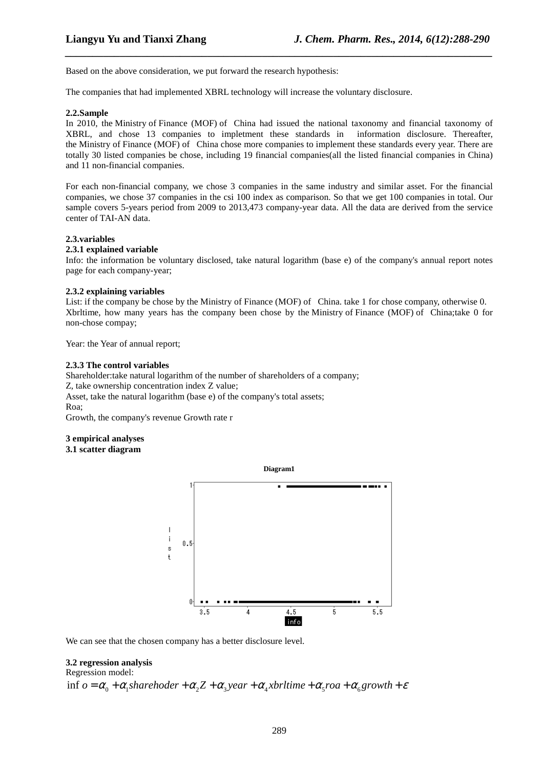Based on the above consideration, we put forward the research hypothesis:

The companies that had implemented XBRL technology will increase the voluntary disclosure.

**2.2.Sample**

In 2010, the Ministry of Finance (MOF) of China had issued the national taxonomy and financial taxonomy of XBRL, and chose 13 companies to impletment these standards in information disclosure. Thereafter, the Ministry of Finance (MOF) of China chose more companies to implement these standards every year. There are totally 30 listed companies be chose, including 19 financial companies(all the listed financial companies in China) and 11 non-financial companies.

For each non-financial company, we chose 3 companies in the same industry and similar asset. For the financial companies, we chose 37 companies in the csi 100 index as comparison. So that we get 100 companies in total. Our sample covers 5-years period from 2009 to 2013,473 company-year data. All the data are derived from the service center of TAI-AN data.

**2.3.variables**

**2.3.1 explained variable**

Info: the information be voluntary disclosed, take natural logarithm (base e) of the company's annual report notes page for each company-year;

**2.3.2 explaining variables**

List: if the company be chose by the Ministry of Finance (MOF) of China. take 1 for chose company, otherwise 0.
Xbrltime, how many years has the company been chose by the Ministry of Finance (MOF) of China;take 0 for non-chose compay;

Year: the Year of annual report;

**2.3.3 The control variables**

Shareholder:take natural logarithm of the number of shareholders of a company;
Z, take ownership concentration index Z value;
Asset, take the natural logarithm (base e) of the company's total assets;
Roa;
Growth, the company's revenue Growth rate r

**3 empirical analyses**

**3.1 scatter diagram**

**Diagram1**

We can see that the chosen company has a better disclosure level.

**3.2 regression analysis**

Regression model:

$$\inf o = \alpha_0 + \alpha_1 sharehoder + \alpha_2 Z + \alpha_3 year + \alpha_4 xbrltime + \alpha_5 roa + \alpha_6 growth + \varepsilon$$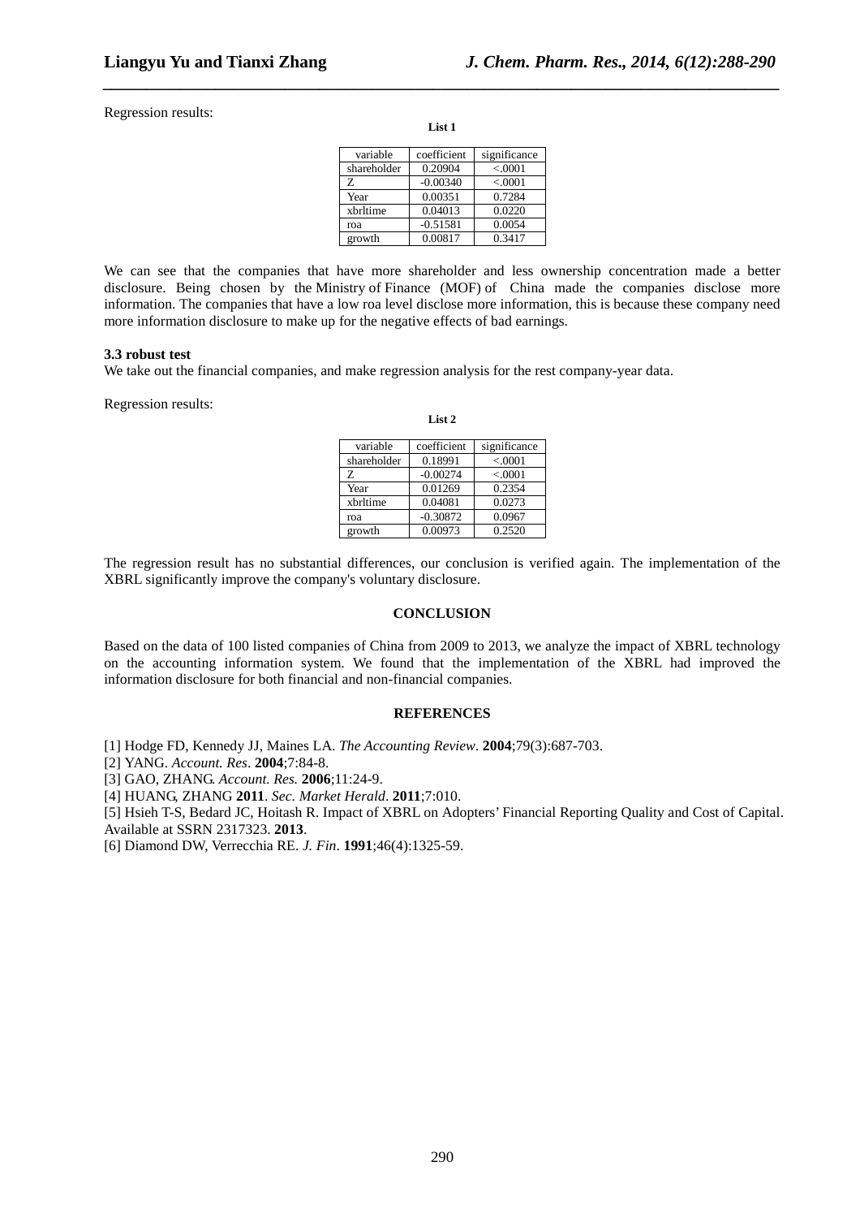Regression results:

**List 1**

| variable | coefficient | significance |
|---|---|---|
| shareholder | 0.20904 | <.0001 |
| Z | -0.00340 | <.0001 |
| Year | 0.00351 | 0.7284 |
| xbrltime | 0.04013 | 0.0220 |
| roa | -0.51581 | 0.0054 |
| growth | 0.00817 | 0.3417 |

We can see that the companies that have more shareholder and less ownership concentration made a better disclosure. Being chosen by the Ministry of Finance (MOF) of China made the companies disclose more information. The companies that have a low roa level disclose more information, this is because these company need more information disclosure to make up for the negative effects of bad earnings.

### 3.3 robust test

We take out the financial companies, and make regression analysis for the rest company-year data.

Regression results:

**List 2**

| variable | coefficient | significance |
|---|---|---|
| shareholder | 0.18991 | <.0001 |
| Z | -0.00274 | <.0001 |
| Year | 0.01269 | 0.2354 |
| xbrltime | 0.04081 | 0.0273 |
| roa | -0.30872 | 0.0967 |
| growth | 0.00973 | 0.2520 |

The regression result has no substantial differences, our conclusion is verified again. The implementation of the XBRL significantly improve the company's voluntary disclosure.

## CONCLUSION

Based on the data of 100 listed companies of China from 2009 to 2013, we analyze the impact of XBRL technology on the accounting information system. We found that the implementation of the XBRL had improved the information disclosure for both financial and non-financial companies.

## REFERENCES

[1] Hodge FD, Kennedy JJ, Maines LA. *The Accounting Review*. **2004**;79(3):687-703.

[2] YANG. *Account. Res*. **2004**;7:84-8.

[3] GAO, ZHANG. *Account. Res.* **2006**;11:24-9.

[4] HUANG, ZHANG **2011**. *Sec. Market Herald*. **2011**;7:010.

[5] Hsieh T-S, Bedard JC, Hoitash R. Impact of XBRL on Adopters' Financial Reporting Quality and Cost of Capital. Available at SSRN 2317323. **2013**.

[6] Diamond DW, Verrecchia RE. *J. Fin*. **1991**;46(4):1325-59.